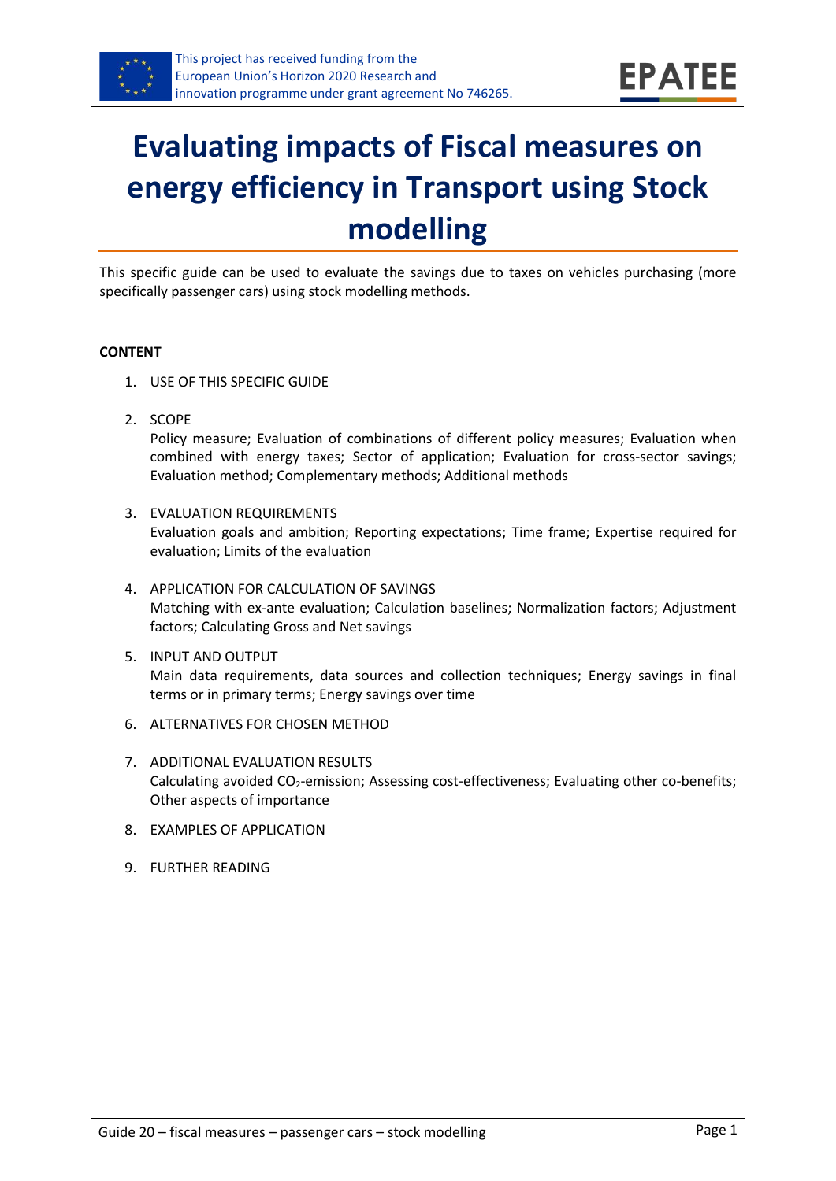This project has received funding from the European Union's Horizon 2020 Research and innovation programme under grant agreement No 746265.

# Evaluating impacts of Fiscal measures on energy efficiency in Transport using Stock modelling

This specific guide can be used to evaluate the savings due to taxes on vehicles purchasing (more specifically passenger cars) using stock modelling methods.

**CONTENT**

1. USE OF THIS SPECIFIC GUIDE
2. SCOPE
   Policy measure; Evaluation of combinations of different policy measures; Evaluation when combined with energy taxes; Sector of application; Evaluation for cross-sector savings; Evaluation method; Complementary methods; Additional methods
3. EVALUATION REQUIREMENTS
   Evaluation goals and ambition; Reporting expectations; Time frame; Expertise required for evaluation; Limits of the evaluation
4. APPLICATION FOR CALCULATION OF SAVINGS
   Matching with ex-ante evaluation; Calculation baselines; Normalization factors; Adjustment factors; Calculating Gross and Net savings
5. INPUT AND OUTPUT
   Main data requirements, data sources and collection techniques; Energy savings in final terms or in primary terms; Energy savings over time
6. ALTERNATIVES FOR CHOSEN METHOD
7. ADDITIONAL EVALUATION RESULTS
   Calculating avoided $CO_2$-emission; Assessing cost-effectiveness; Evaluating other co-benefits; Other aspects of importance
8. EXAMPLES OF APPLICATION
9. FURTHER READING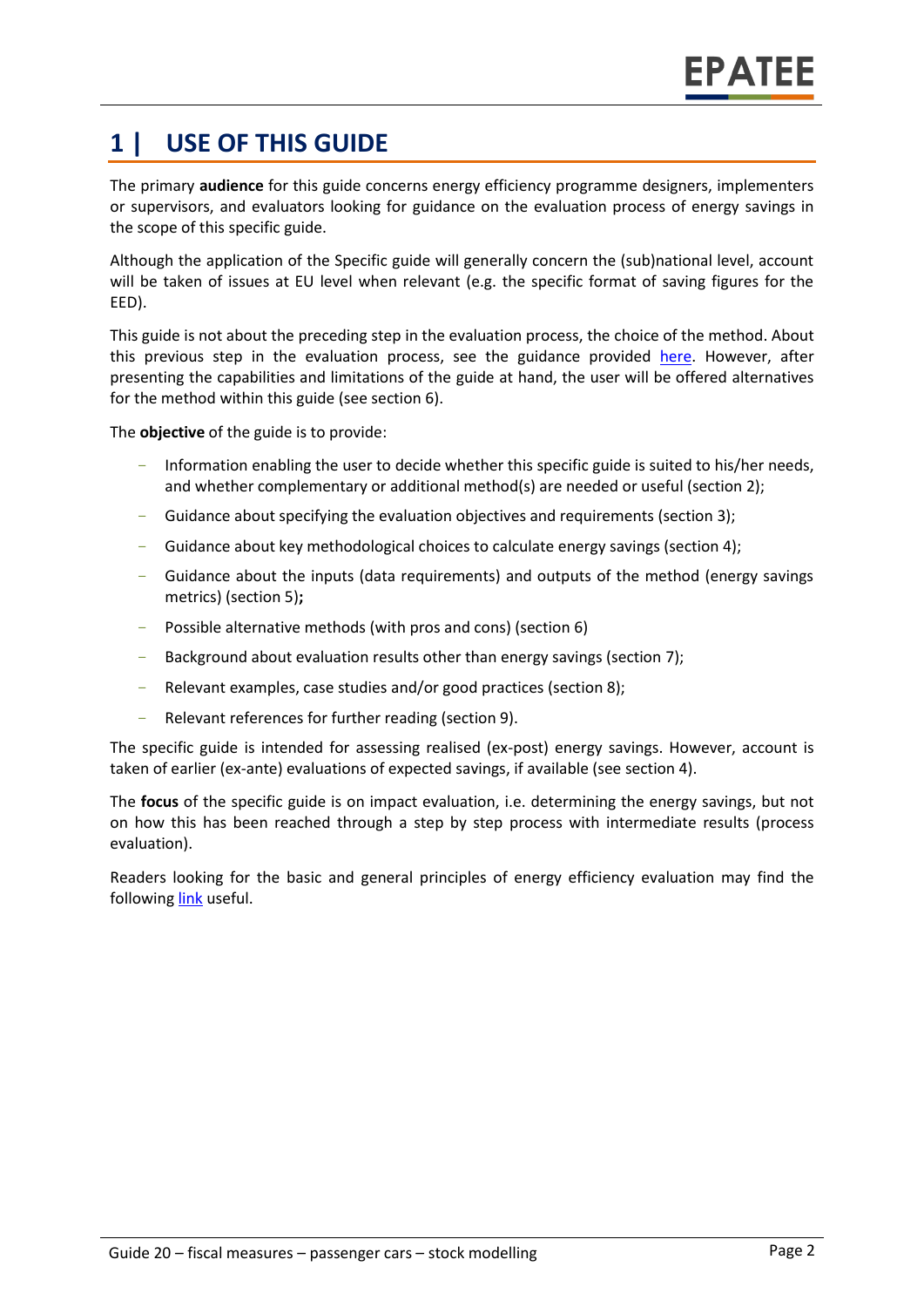# 1 | USE OF THIS GUIDE

The primary **audience** for this guide concerns energy efficiency programme designers, implementers or supervisors, and evaluators looking for guidance on the evaluation process of energy savings in the scope of this specific guide.

Although the application of the Specific guide will generally concern the (sub)national level, account will be taken of issues at EU level when relevant (e.g. the specific format of saving figures for the EED).

This guide is not about the preceding step in the evaluation process, the choice of the method. About this previous step in the evaluation process, see the guidance provided here. However, after presenting the capabilities and limitations of the guide at hand, the user will be offered alternatives for the method within this guide (see section 6).

The **objective** of the guide is to provide:

- Information enabling the user to decide whether this specific guide is suited to his/her needs, and whether complementary or additional method(s) are needed or useful (section 2);
- Guidance about specifying the evaluation objectives and requirements (section 3);
- Guidance about key methodological choices to calculate energy savings (section 4);
- Guidance about the inputs (data requirements) and outputs of the method (energy savings metrics) (section 5)**;**
- Possible alternative methods (with pros and cons) (section 6)
- Background about evaluation results other than energy savings (section 7);
- Relevant examples, case studies and/or good practices (section 8);
- Relevant references for further reading (section 9).

The specific guide is intended for assessing realised (ex-post) energy savings. However, account is taken of earlier (ex-ante) evaluations of expected savings, if available (see section 4).

The **focus** of the specific guide is on impact evaluation, i.e. determining the energy savings, but not on how this has been reached through a step by step process with intermediate results (process evaluation).

Readers looking for the basic and general principles of energy efficiency evaluation may find the following link useful.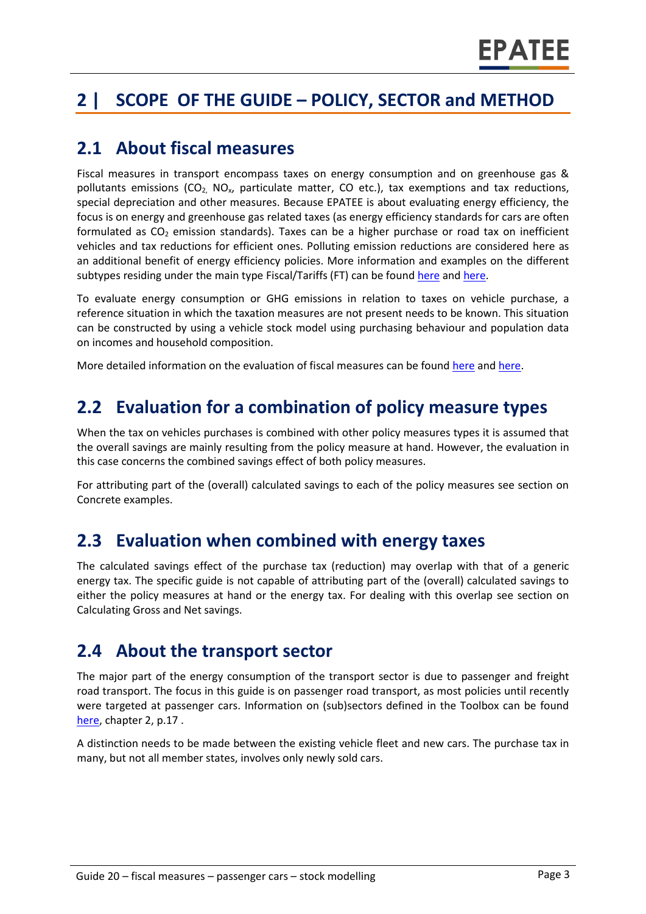# 2 | SCOPE OF THE GUIDE – POLICY, SECTOR and METHOD

## 2.1 About fiscal measures

Fiscal measures in transport encompass taxes on energy consumption and on greenhouse gas & pollutants emissions ($CO_2$, $NO_x$, particulate matter, CO etc.), tax exemptions and tax reductions, special depreciation and other measures. Because EPATEE is about evaluating energy efficiency, the focus is on energy and greenhouse gas related taxes (as energy efficiency standards for cars are often formulated as $CO_2$ emission standards). Taxes can be a higher purchase or road tax on inefficient vehicles and tax reductions for efficient ones. Polluting emission reductions are considered here as an additional benefit of energy efficiency policies. More information and examples on the different subtypes residing under the main type Fiscal/Tariffs (FT) can be found here and here.

To evaluate energy consumption or GHG emissions in relation to taxes on vehicle purchase, a reference situation in which the taxation measures are not present needs to be known. This situation can be constructed by using a vehicle stock model using purchasing behaviour and population data on incomes and household composition.

More detailed information on the evaluation of fiscal measures can be found here and here.

## 2.2 Evaluation for a combination of policy measure types

When the tax on vehicles purchases is combined with other policy measures types it is assumed that the overall savings are mainly resulting from the policy measure at hand. However, the evaluation in this case concerns the combined savings effect of both policy measures.

For attributing part of the (overall) calculated savings to each of the policy measures see section on Concrete examples.

## 2.3 Evaluation when combined with energy taxes

The calculated savings effect of the purchase tax (reduction) may overlap with that of a generic energy tax. The specific guide is not capable of attributing part of the (overall) calculated savings to either the policy measures at hand or the energy tax. For dealing with this overlap see section on Calculating Gross and Net savings.

## 2.4 About the transport sector

The major part of the energy consumption of the transport sector is due to passenger and freight road transport. The focus in this guide is on passenger road transport, as most policies until recently were targeted at passenger cars. Information on (sub)sectors defined in the Toolbox can be found here, chapter 2, p.17 .

A distinction needs to be made between the existing vehicle fleet and new cars. The purchase tax in many, but not all member states, involves only newly sold cars.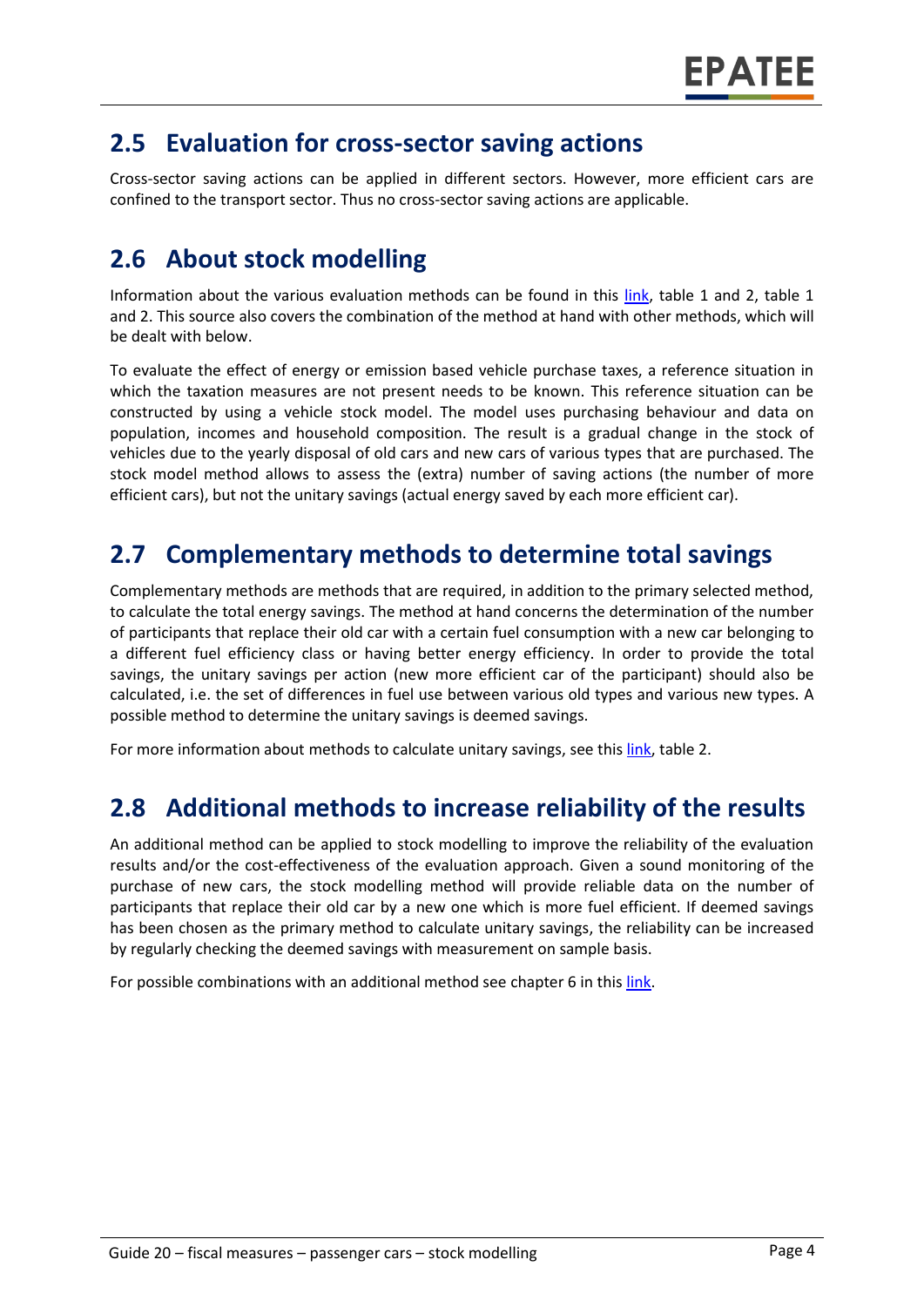## 2.5 Evaluation for cross-sector saving actions

Cross-sector saving actions can be applied in different sectors. However, more efficient cars are confined to the transport sector. Thus no cross-sector saving actions are applicable.

## 2.6 About stock modelling

Information about the various evaluation methods can be found in this link, table 1 and 2, table 1 and 2. This source also covers the combination of the method at hand with other methods, which will be dealt with below.

To evaluate the effect of energy or emission based vehicle purchase taxes, a reference situation in which the taxation measures are not present needs to be known. This reference situation can be constructed by using a vehicle stock model. The model uses purchasing behaviour and data on population, incomes and household composition. The result is a gradual change in the stock of vehicles due to the yearly disposal of old cars and new cars of various types that are purchased. The stock model method allows to assess the (extra) number of saving actions (the number of more efficient cars), but not the unitary savings (actual energy saved by each more efficient car).

## 2.7 Complementary methods to determine total savings

Complementary methods are methods that are required, in addition to the primary selected method, to calculate the total energy savings. The method at hand concerns the determination of the number of participants that replace their old car with a certain fuel consumption with a new car belonging to a different fuel efficiency class or having better energy efficiency. In order to provide the total savings, the unitary savings per action (new more efficient car of the participant) should also be calculated, i.e. the set of differences in fuel use between various old types and various new types. A possible method to determine the unitary savings is deemed savings.

For more information about methods to calculate unitary savings, see this link, table 2.

## 2.8 Additional methods to increase reliability of the results

An additional method can be applied to stock modelling to improve the reliability of the evaluation results and/or the cost-effectiveness of the evaluation approach. Given a sound monitoring of the purchase of new cars, the stock modelling method will provide reliable data on the number of participants that replace their old car by a new one which is more fuel efficient. If deemed savings has been chosen as the primary method to calculate unitary savings, the reliability can be increased by regularly checking the deemed savings with measurement on sample basis.

For possible combinations with an additional method see chapter 6 in this link.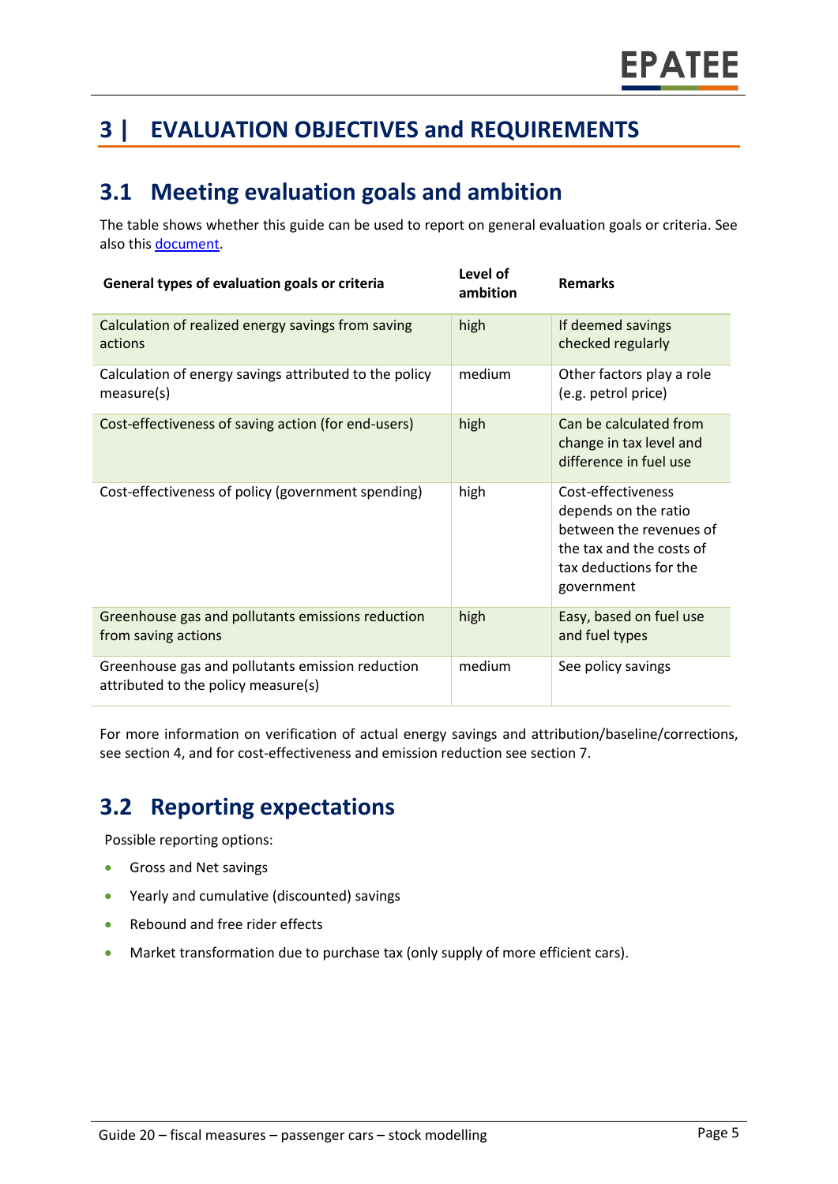# 3 | EVALUATION OBJECTIVES and REQUIREMENTS

## 3.1 Meeting evaluation goals and ambition

The table shows whether this guide can be used to report on general evaluation goals or criteria. See also this [document](document).

| General types of evaluation goals or criteria | Level of ambition | Remarks |
|---|---|---|
| Calculation of realized energy savings from saving actions | high | If deemed savings checked regularly |
| Calculation of energy savings attributed to the policy measure(s) | medium | Other factors play a role (e.g. petrol price) |
| Cost-effectiveness of saving action (for end-users) | high | Can be calculated from change in tax level and difference in fuel use |
| Cost-effectiveness of policy (government spending) | high | Cost-effectiveness depends on the ratio between the revenues of the tax and the costs of tax deductions for the government |
| Greenhouse gas and pollutants emissions reduction from saving actions | high | Easy, based on fuel use and fuel types |
| Greenhouse gas and pollutants emission reduction attributed to the policy measure(s) | medium | See policy savings |

For more information on verification of actual energy savings and attribution/baseline/corrections, see section 4, and for cost-effectiveness and emission reduction see section 7.

## 3.2 Reporting expectations

Possible reporting options:

- Gross and Net savings
- Yearly and cumulative (discounted) savings
- Rebound and free rider effects
- Market transformation due to purchase tax (only supply of more efficient cars).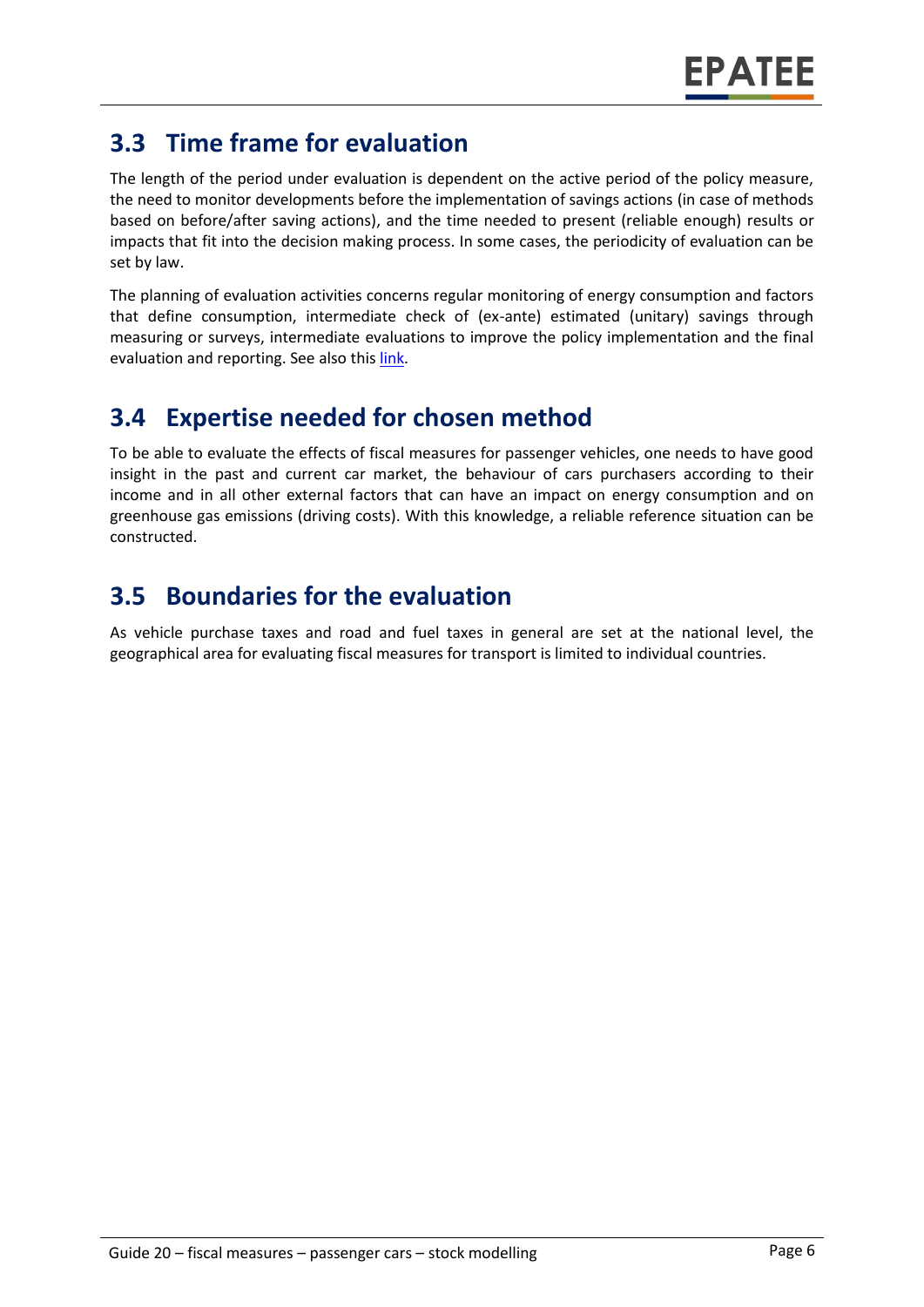## 3.3 Time frame for evaluation

The length of the period under evaluation is dependent on the active period of the policy measure, the need to monitor developments before the implementation of savings actions (in case of methods based on before/after saving actions), and the time needed to present (reliable enough) results or impacts that fit into the decision making process. In some cases, the periodicity of evaluation can be set by law.

The planning of evaluation activities concerns regular monitoring of energy consumption and factors that define consumption, intermediate check of (ex-ante) estimated (unitary) savings through measuring or surveys, intermediate evaluations to improve the policy implementation and the final evaluation and reporting. See also this link.

## 3.4 Expertise needed for chosen method

To be able to evaluate the effects of fiscal measures for passenger vehicles, one needs to have good insight in the past and current car market, the behaviour of cars purchasers according to their income and in all other external factors that can have an impact on energy consumption and on greenhouse gas emissions (driving costs). With this knowledge, a reliable reference situation can be constructed.

## 3.5 Boundaries for the evaluation

As vehicle purchase taxes and road and fuel taxes in general are set at the national level, the geographical area for evaluating fiscal measures for transport is limited to individual countries.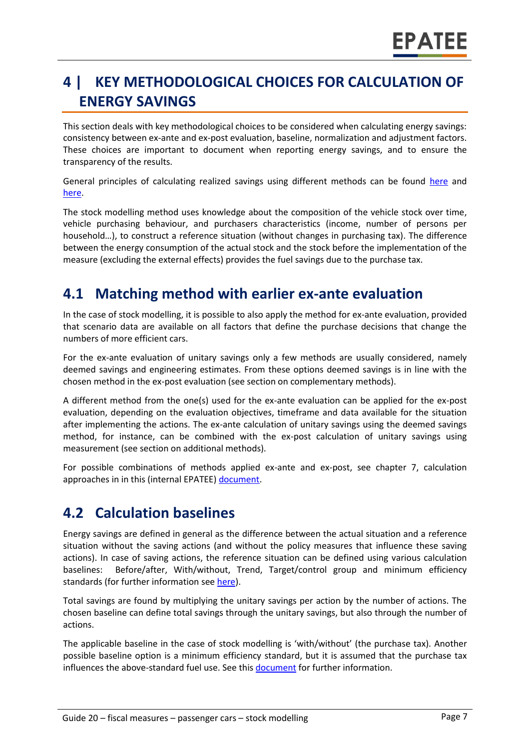# 4 | KEY METHODOLOGICAL CHOICES FOR CALCULATION OF ENERGY SAVINGS

This section deals with key methodological choices to be considered when calculating energy savings: consistency between ex-ante and ex-post evaluation, baseline, normalization and adjustment factors. These choices are important to document when reporting energy savings, and to ensure the transparency of the results.

General principles of calculating realized savings using different methods can be found here and here.

The stock modelling method uses knowledge about the composition of the vehicle stock over time, vehicle purchasing behaviour, and purchasers characteristics (income, number of persons per household…), to construct a reference situation (without changes in purchasing tax). The difference between the energy consumption of the actual stock and the stock before the implementation of the measure (excluding the external effects) provides the fuel savings due to the purchase tax.

## 4.1 Matching method with earlier ex-ante evaluation

In the case of stock modelling, it is possible to also apply the method for ex-ante evaluation, provided that scenario data are available on all factors that define the purchase decisions that change the numbers of more efficient cars.

For the ex-ante evaluation of unitary savings only a few methods are usually considered, namely deemed savings and engineering estimates. From these options deemed savings is in line with the chosen method in the ex-post evaluation (see section on complementary methods).

A different method from the one(s) used for the ex-ante evaluation can be applied for the ex-post evaluation, depending on the evaluation objectives, timeframe and data available for the situation after implementing the actions. The ex-ante calculation of unitary savings using the deemed savings method, for instance, can be combined with the ex-post calculation of unitary savings using measurement (see section on additional methods).

For possible combinations of methods applied ex-ante and ex-post, see chapter 7, calculation approaches in in this (internal EPATEE) document.

## 4.2 Calculation baselines

Energy savings are defined in general as the difference between the actual situation and a reference situation without the saving actions (and without the policy measures that influence these saving actions). In case of saving actions, the reference situation can be defined using various calculation baselines: Before/after, With/without, Trend, Target/control group and minimum efficiency standards (for further information see here).

Total savings are found by multiplying the unitary savings per action by the number of actions. The chosen baseline can define total savings through the unitary savings, but also through the number of actions.

The applicable baseline in the case of stock modelling is 'with/without' (the purchase tax). Another possible baseline option is a minimum efficiency standard, but it is assumed that the purchase tax influences the above-standard fuel use. See this document for further information.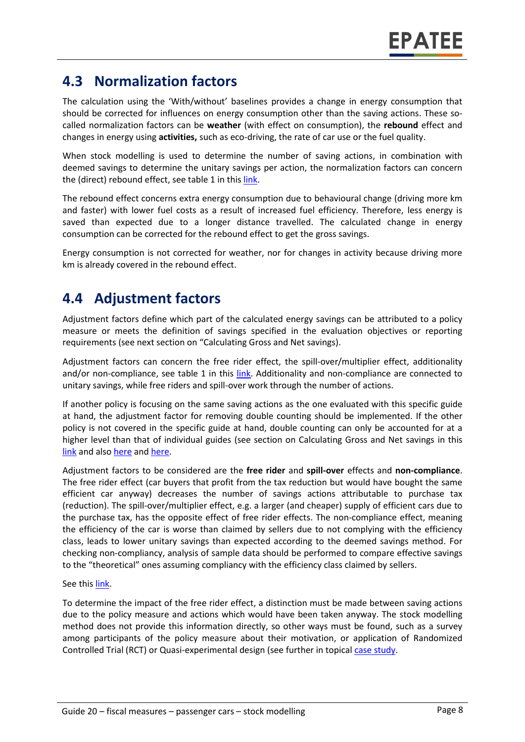## 4.3 Normalization factors

The calculation using the 'With/without' baselines provides a change in energy consumption that should be corrected for influences on energy consumption other than the saving actions. These so-called normalization factors can be **weather** (with effect on consumption), the **rebound** effect and changes in energy using **activities,** such as eco-driving, the rate of car use or the fuel quality.

When stock modelling is used to determine the number of saving actions, in combination with deemed savings to determine the unitary savings per action, the normalization factors can concern the (direct) rebound effect, see table 1 in this link.

The rebound effect concerns extra energy consumption due to behavioural change (driving more km and faster) with lower fuel costs as a result of increased fuel efficiency. Therefore, less energy is saved than expected due to a longer distance travelled. The calculated change in energy consumption can be corrected for the rebound effect to get the gross savings.

Energy consumption is not corrected for weather, nor for changes in activity because driving more km is already covered in the rebound effect.

## 4.4 Adjustment factors

Adjustment factors define which part of the calculated energy savings can be attributed to a policy measure or meets the definition of savings specified in the evaluation objectives or reporting requirements (see next section on "Calculating Gross and Net savings).

Adjustment factors can concern the free rider effect, the spill-over/multiplier effect, additionality and/or non-compliance, see table 1 in this link. Additionality and non-compliance are connected to unitary savings, while free riders and spill-over work through the number of actions.

If another policy is focusing on the same saving actions as the one evaluated with this specific guide at hand, the adjustment factor for removing double counting should be implemented. If the other policy is not covered in the specific guide at hand, double counting can only be accounted for at a higher level than that of individual guides (see section on Calculating Gross and Net savings in this link and also here and here.

Adjustment factors to be considered are the **free rider** and **spill-over** effects and **non-compliance**. The free rider effect (car buyers that profit from the tax reduction but would have bought the same efficient car anyway) decreases the number of savings actions attributable to purchase tax (reduction). The spill-over/multiplier effect, e.g. a larger (and cheaper) supply of efficient cars due to the purchase tax, has the opposite effect of free rider effects. The non-compliance effect, meaning the efficiency of the car is worse than claimed by sellers due to not complying with the efficiency class, leads to lower unitary savings than expected according to the deemed savings method. For checking non-compliancy, analysis of sample data should be performed to compare effective savings to the "theoretical" ones assuming compliancy with the efficiency class claimed by sellers.

See this link.

To determine the impact of the free rider effect, a distinction must be made between saving actions due to the policy measure and actions which would have been taken anyway. The stock modelling method does not provide this information directly, so other ways must be found, such as a survey among participants of the policy measure about their motivation, or application of Randomized Controlled Trial (RCT) or Quasi-experimental design (see further in topical case study.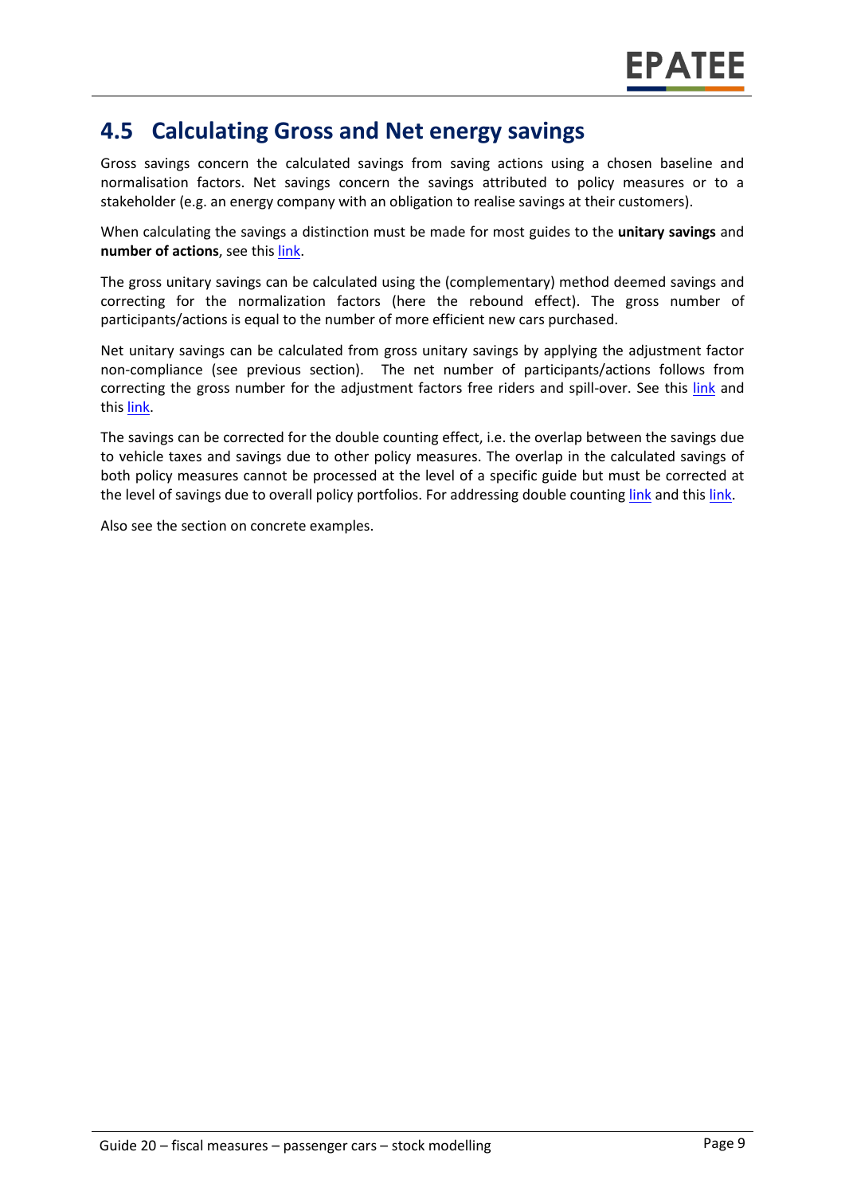## 4.5 Calculating Gross and Net energy savings

Gross savings concern the calculated savings from saving actions using a chosen baseline and normalisation factors. Net savings concern the savings attributed to policy measures or to a stakeholder (e.g. an energy company with an obligation to realise savings at their customers).

When calculating the savings a distinction must be made for most guides to the **unitary savings** and **number of actions**, see this link.

The gross unitary savings can be calculated using the (complementary) method deemed savings and correcting for the normalization factors (here the rebound effect). The gross number of participants/actions is equal to the number of more efficient new cars purchased.

Net unitary savings can be calculated from gross unitary savings by applying the adjustment factor non-compliance (see previous section). The net number of participants/actions follows from correcting the gross number for the adjustment factors free riders and spill-over. See this link and this link.

The savings can be corrected for the double counting effect, i.e. the overlap between the savings due to vehicle taxes and savings due to other policy measures. The overlap in the calculated savings of both policy measures cannot be processed at the level of a specific guide but must be corrected at the level of savings due to overall policy portfolios. For addressing double counting link and this link.

Also see the section on concrete examples.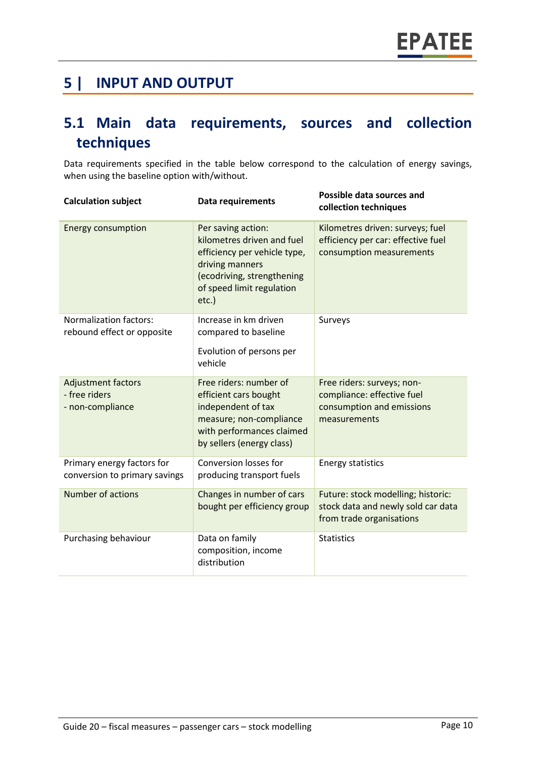# 5 | INPUT AND OUTPUT

## 5.1 Main data requirements, sources and collection techniques

Data requirements specified in the table below correspond to the calculation of energy savings, when using the baseline option with/without.

| Calculation subject | Data requirements | Possible data sources and collection techniques |
|---|---|---|
| Energy consumption | Per saving action: kilometres driven and fuel efficiency per vehicle type, driving manners (ecodriving, strengthening of speed limit regulation etc.) | Kilometres driven: surveys; fuel efficiency per car: effective fuel consumption measurements |
| Normalization factors: rebound effect or opposite | Increase in km driven compared to baseline<br><br>Evolution of persons per vehicle | Surveys |
| Adjustment factors<br>- free riders<br>- non-compliance | Free riders: number of efficient cars bought independent of tax measure; non-compliance with performances claimed by sellers (energy class) | Free riders: surveys; non-compliance: effective fuel consumption and emissions measurements |
| Primary energy factors for conversion to primary savings | Conversion losses for producing transport fuels | Energy statistics |
| Number of actions | Changes in number of cars bought per efficiency group | Future: stock modelling; historic: stock data and newly sold car data from trade organisations |
| Purchasing behaviour | Data on family composition, income distribution | Statistics |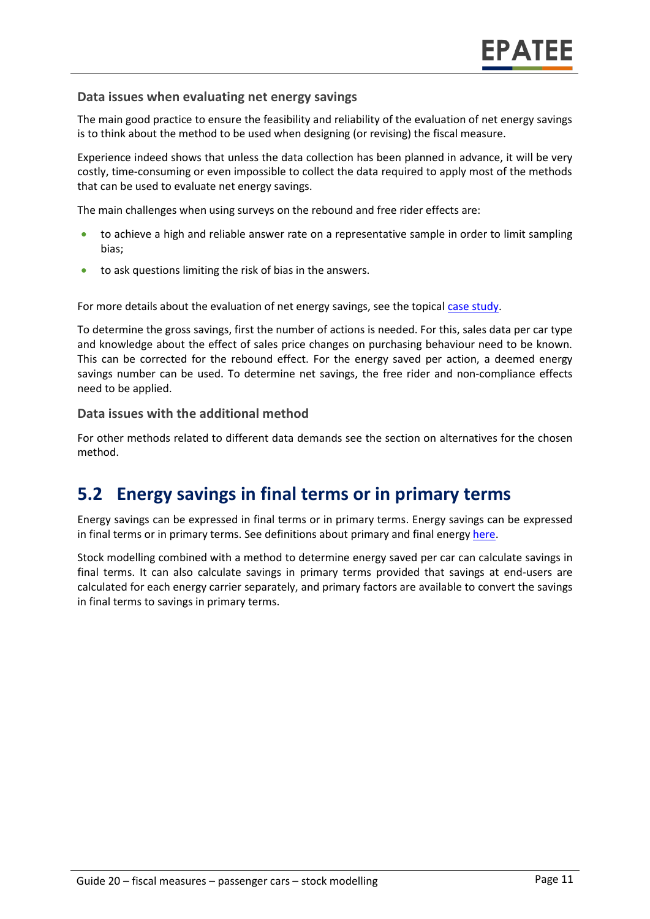### Data issues when evaluating net energy savings

The main good practice to ensure the feasibility and reliability of the evaluation of net energy savings is to think about the method to be used when designing (or revising) the fiscal measure.

Experience indeed shows that unless the data collection has been planned in advance, it will be very costly, time-consuming or even impossible to collect the data required to apply most of the methods that can be used to evaluate net energy savings.

The main challenges when using surveys on the rebound and free rider effects are:

- to achieve a high and reliable answer rate on a representative sample in order to limit sampling bias;
- to ask questions limiting the risk of bias in the answers.

For more details about the evaluation of net energy savings, see the topical case study.

To determine the gross savings, first the number of actions is needed. For this, sales data per car type and knowledge about the effect of sales price changes on purchasing behaviour need to be known. This can be corrected for the rebound effect. For the energy saved per action, a deemed energy savings number can be used. To determine net savings, the free rider and non-compliance effects need to be applied.

### Data issues with the additional method

For other methods related to different data demands see the section on alternatives for the chosen method.

## 5.2 Energy savings in final terms or in primary terms

Energy savings can be expressed in final terms or in primary terms. Energy savings can be expressed in final terms or in primary terms. See definitions about primary and final energy here.

Stock modelling combined with a method to determine energy saved per car can calculate savings in final terms. It can also calculate savings in primary terms provided that savings at end-users are calculated for each energy carrier separately, and primary factors are available to convert the savings in final terms to savings in primary terms.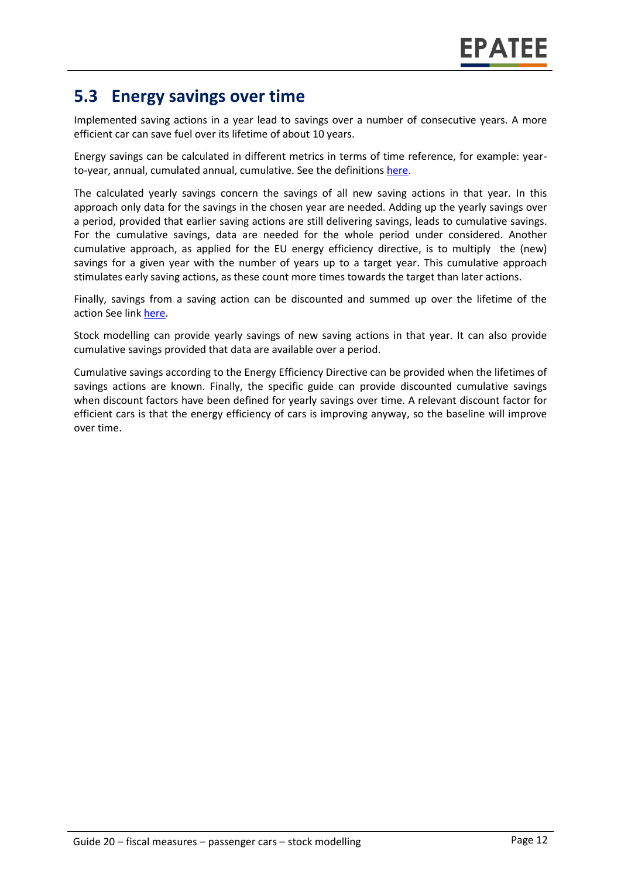## 5.3 Energy savings over time

Implemented saving actions in a year lead to savings over a number of consecutive years. A more efficient car can save fuel over its lifetime of about 10 years.

Energy savings can be calculated in different metrics in terms of time reference, for example: year-to-year, annual, cumulated annual, cumulative. See the definitions here.

The calculated yearly savings concern the savings of all new saving actions in that year. In this approach only data for the savings in the chosen year are needed. Adding up the yearly savings over a period, provided that earlier saving actions are still delivering savings, leads to cumulative savings. For the cumulative savings, data are needed for the whole period under considered. Another cumulative approach, as applied for the EU energy efficiency directive, is to multiply the (new) savings for a given year with the number of years up to a target year. This cumulative approach stimulates early saving actions, as these count more times towards the target than later actions.

Finally, savings from a saving action can be discounted and summed up over the lifetime of the action See link here.

Stock modelling can provide yearly savings of new saving actions in that year. It can also provide cumulative savings provided that data are available over a period.

Cumulative savings according to the Energy Efficiency Directive can be provided when the lifetimes of savings actions are known. Finally, the specific guide can provide discounted cumulative savings when discount factors have been defined for yearly savings over time. A relevant discount factor for efficient cars is that the energy efficiency of cars is improving anyway, so the baseline will improve over time.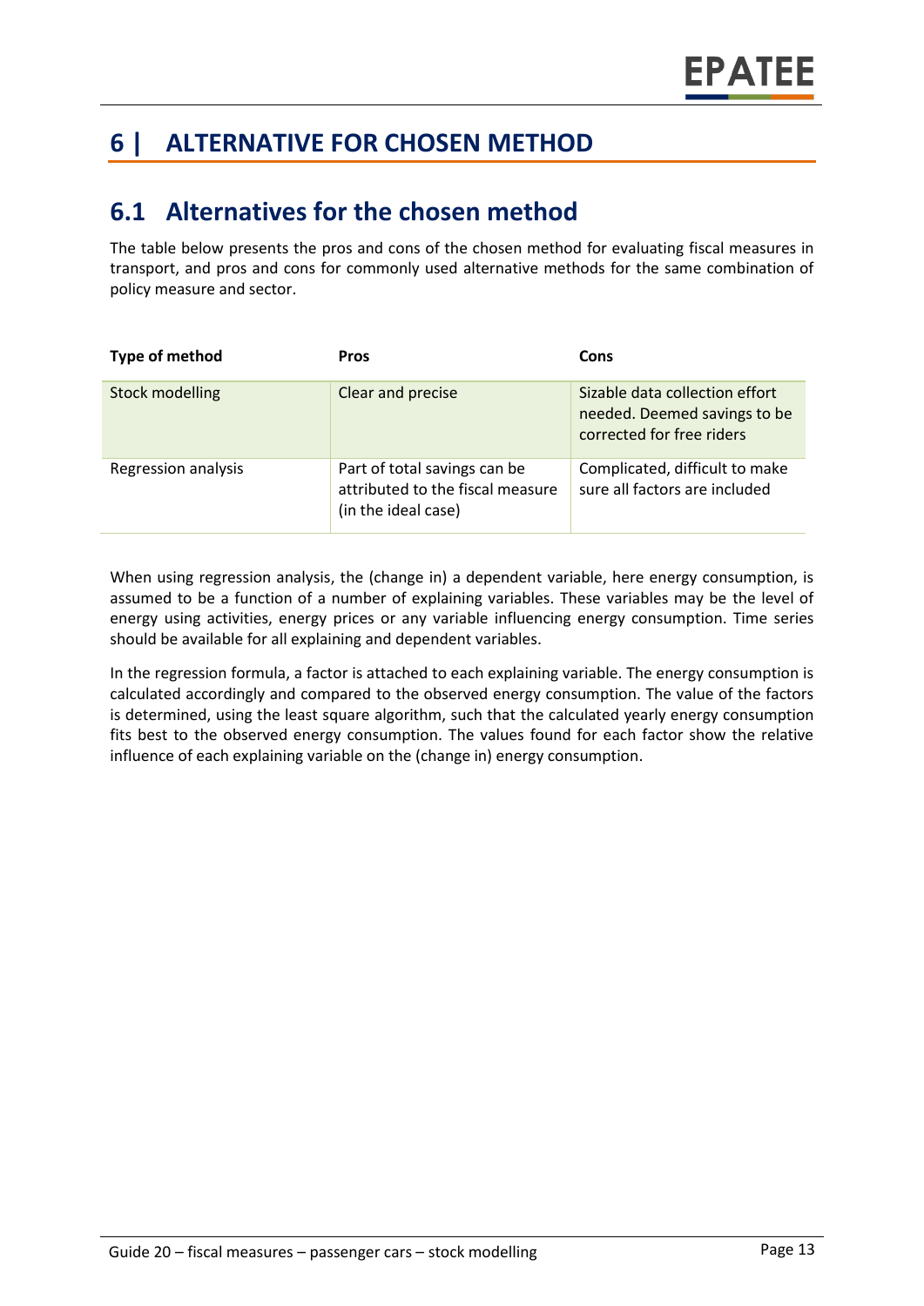# 6 | ALTERNATIVE FOR CHOSEN METHOD

## 6.1 Alternatives for the chosen method

The table below presents the pros and cons of the chosen method for evaluating fiscal measures in transport, and pros and cons for commonly used alternative methods for the same combination of policy measure and sector.

| Type of method | Pros | Cons |
|---|---|---|
| Stock modelling | Clear and precise | Sizable data collection effort needed. Deemed savings to be corrected for free riders |
| Regression analysis | Part of total savings can be attributed to the fiscal measure (in the ideal case) | Complicated, difficult to make sure all factors are included |

When using regression analysis, the (change in) a dependent variable, here energy consumption, is assumed to be a function of a number of explaining variables. These variables may be the level of energy using activities, energy prices or any variable influencing energy consumption. Time series should be available for all explaining and dependent variables.

In the regression formula, a factor is attached to each explaining variable. The energy consumption is calculated accordingly and compared to the observed energy consumption. The value of the factors is determined, using the least square algorithm, such that the calculated yearly energy consumption fits best to the observed energy consumption. The values found for each factor show the relative influence of each explaining variable on the (change in) energy consumption.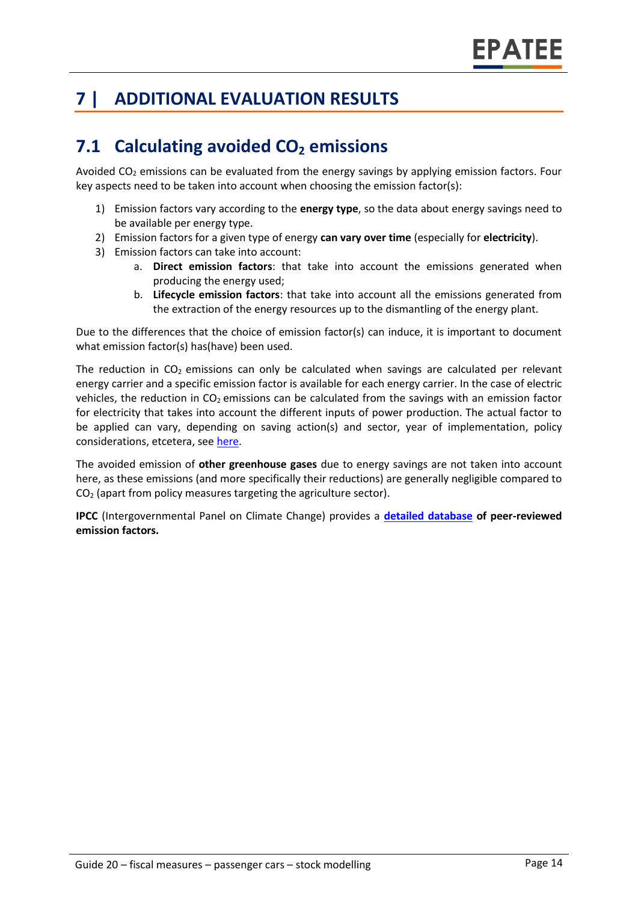# 7 | ADDITIONAL EVALUATION RESULTS

## 7.1 Calculating avoided $CO_2$ emissions

Avoided $CO_2$ emissions can be evaluated from the energy savings by applying emission factors. Four key aspects need to be taken into account when choosing the emission factor(s):

1) Emission factors vary according to the **energy type**, so the data about energy savings need to be available per energy type.
2) Emission factors for a given type of energy **can vary over time** (especially for **electricity**).
3) Emission factors can take into account:
   a. **Direct emission factors**: that take into account the emissions generated when producing the energy used;
   b. **Lifecycle emission factors**: that take into account all the emissions generated from the extraction of the energy resources up to the dismantling of the energy plant.

Due to the differences that the choice of emission factor(s) can induce, it is important to document what emission factor(s) has(have) been used.

The reduction in $CO_2$ emissions can only be calculated when savings are calculated per relevant energy carrier and a specific emission factor is available for each energy carrier. In the case of electric vehicles, the reduction in $CO_2$ emissions can be calculated from the savings with an emission factor for electricity that takes into account the different inputs of power production. The actual factor to be applied can vary, depending on saving action(s) and sector, year of implementation, policy considerations, etcetera, see here.

The avoided emission of **other greenhouse gases** due to energy savings are not taken into account here, as these emissions (and more specifically their reductions) are generally negligible compared to $CO_2$ (apart from policy measures targeting the agriculture sector).

**IPCC** (Intergovernmental Panel on Climate Change) provides a **detailed database of peer-reviewed emission factors.**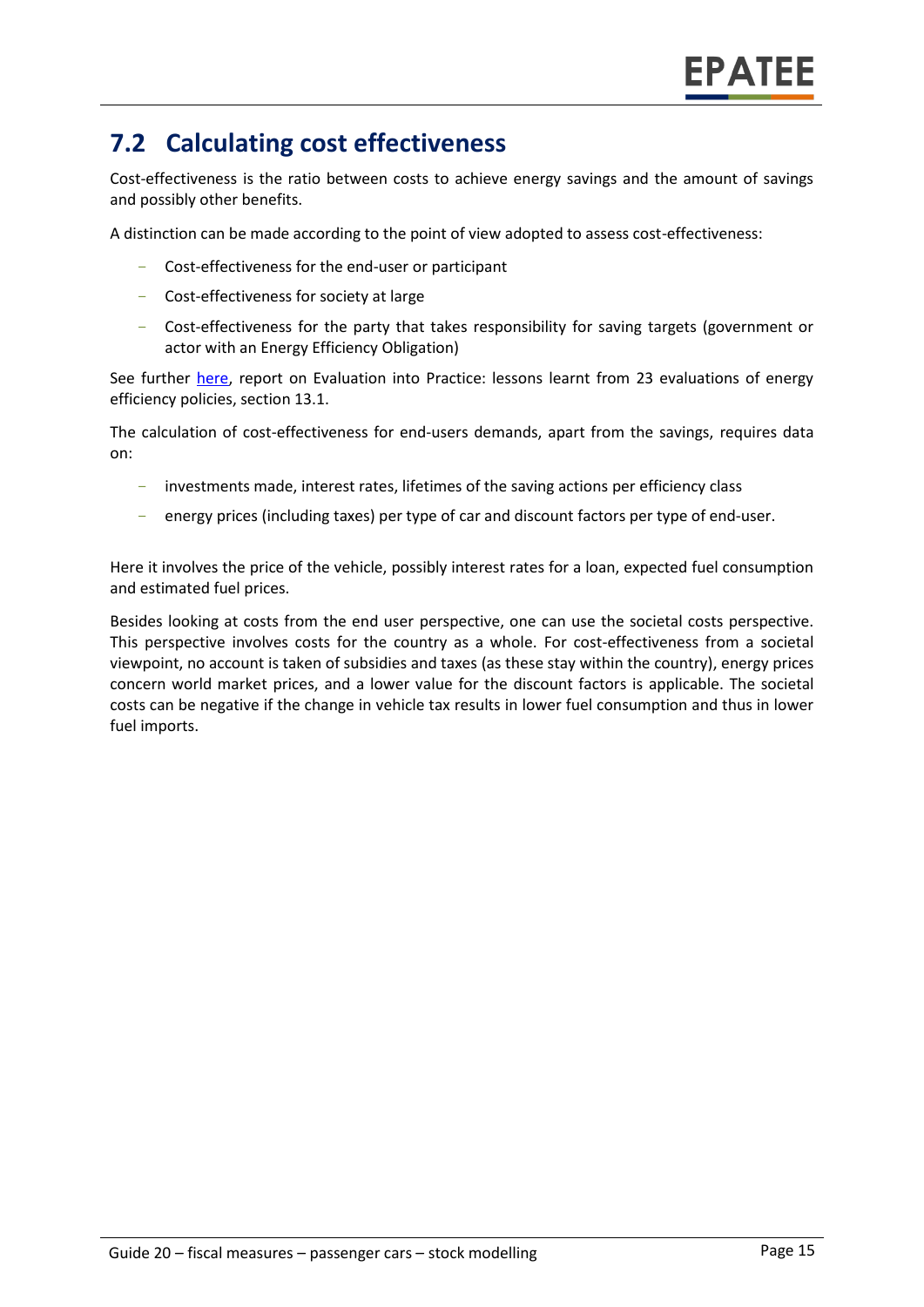## 7.2 Calculating cost effectiveness

Cost-effectiveness is the ratio between costs to achieve energy savings and the amount of savings and possibly other benefits.

A distinction can be made according to the point of view adopted to assess cost-effectiveness:

- Cost-effectiveness for the end-user or participant
- Cost-effectiveness for society at large
- Cost-effectiveness for the party that takes responsibility for saving targets (government or actor with an Energy Efficiency Obligation)

See further here, report on Evaluation into Practice: lessons learnt from 23 evaluations of energy efficiency policies, section 13.1.

The calculation of cost-effectiveness for end-users demands, apart from the savings, requires data on:

- investments made, interest rates, lifetimes of the saving actions per efficiency class
- energy prices (including taxes) per type of car and discount factors per type of end-user.

Here it involves the price of the vehicle, possibly interest rates for a loan, expected fuel consumption and estimated fuel prices.

Besides looking at costs from the end user perspective, one can use the societal costs perspective. This perspective involves costs for the country as a whole. For cost-effectiveness from a societal viewpoint, no account is taken of subsidies and taxes (as these stay within the country), energy prices concern world market prices, and a lower value for the discount factors is applicable. The societal costs can be negative if the change in vehicle tax results in lower fuel consumption and thus in lower fuel imports.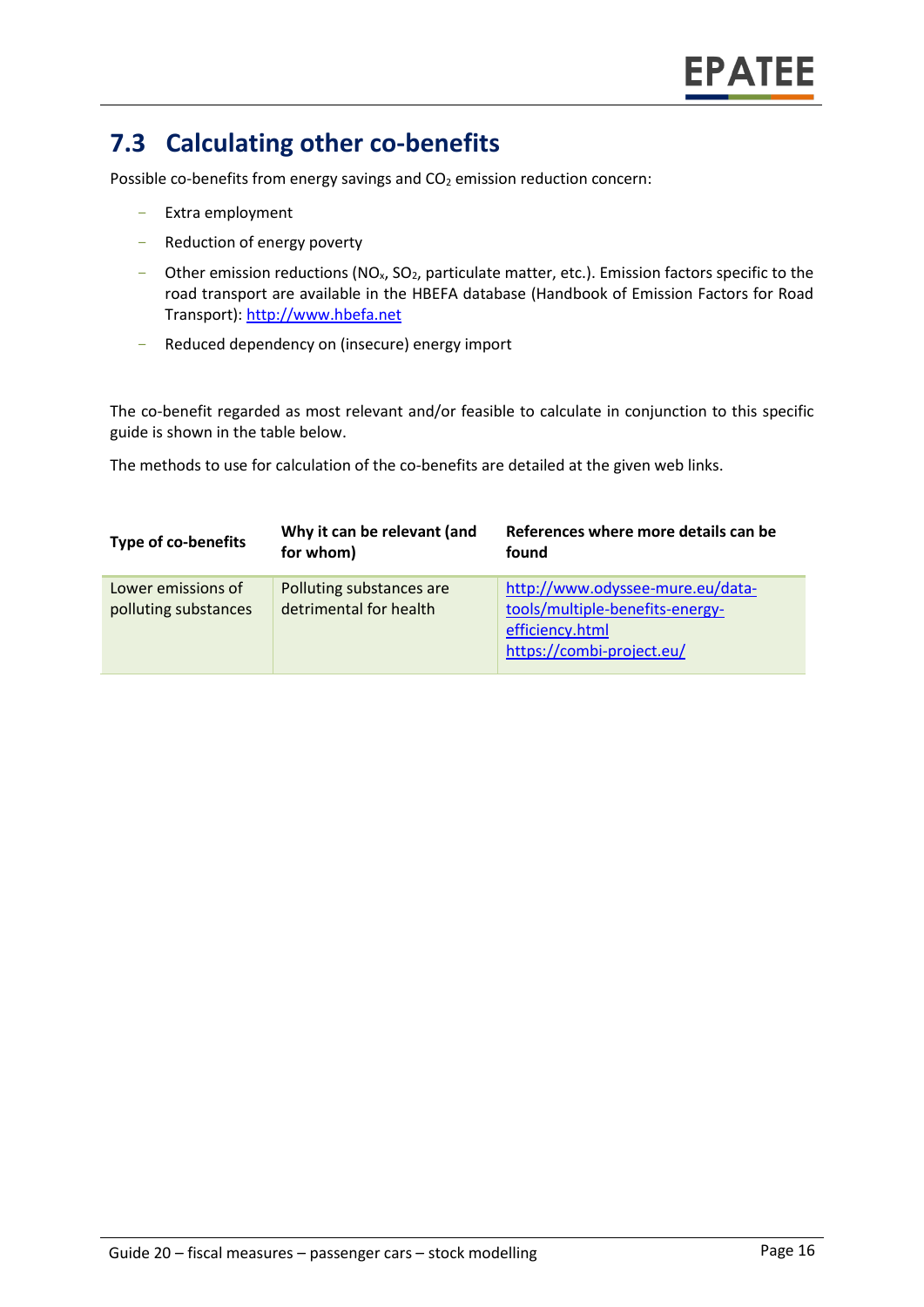## 7.3 Calculating other co-benefits

Possible co-benefits from energy savings and $CO_2$ emission reduction concern:

- Extra employment
- Reduction of energy poverty
- Other emission reductions ($NO_x$, $SO_2$, particulate matter, etc.). Emission factors specific to the road transport are available in the HBEFA database (Handbook of Emission Factors for Road Transport): http://www.hbefa.net
- Reduced dependency on (insecure) energy import

The co-benefit regarded as most relevant and/or feasible to calculate in conjunction to this specific guide is shown in the table below.

The methods to use for calculation of the co-benefits are detailed at the given web links.

| Type of co-benefits | Why it can be relevant (and for whom) | References where more details can be found |
|---|---|---|
| Lower emissions of polluting substances | Polluting substances are detrimental for health | http://www.odyssee-mure.eu/data-tools/multiple-benefits-energy-efficiency.html<br>https://combi-project.eu/ |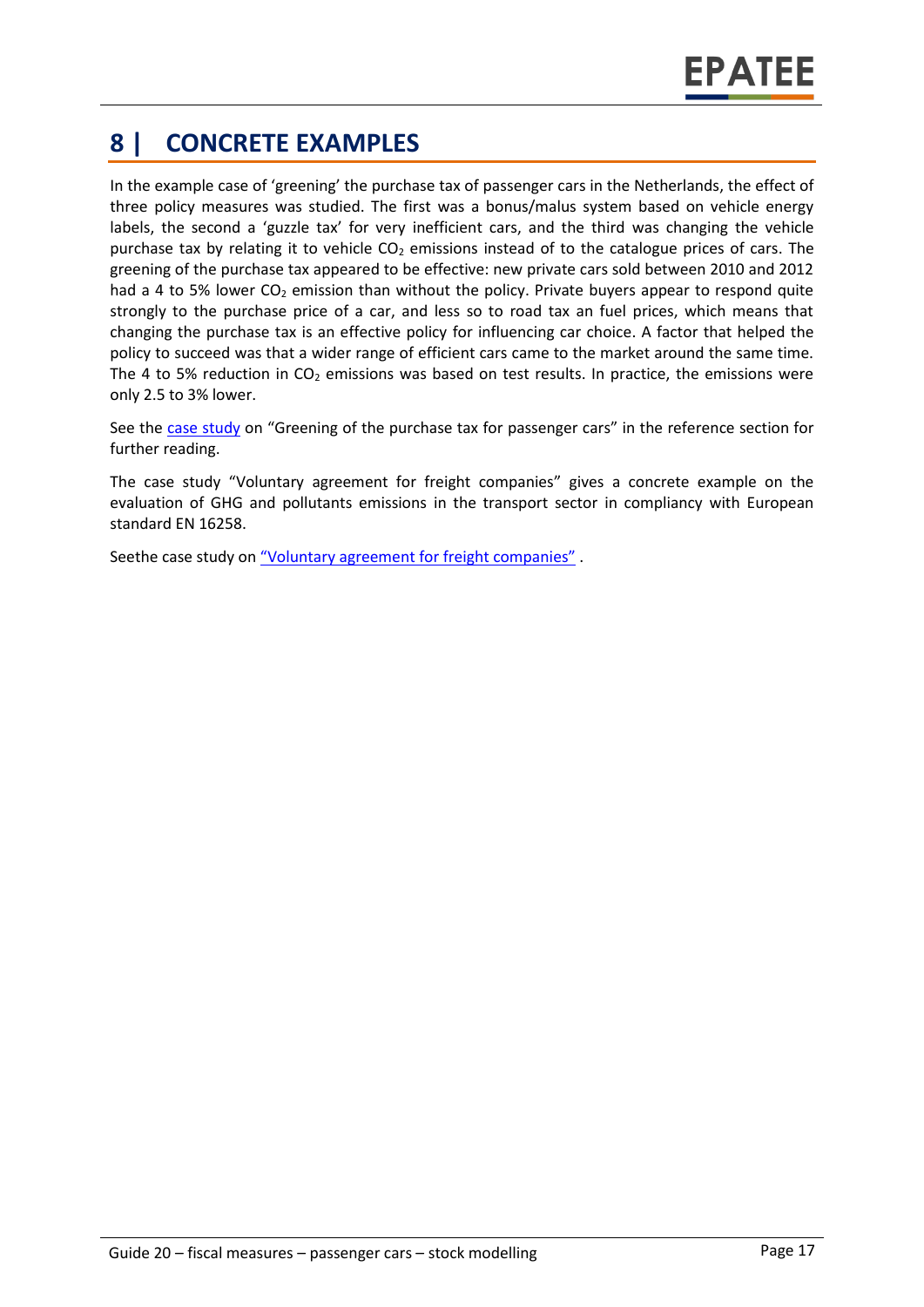# 8 | CONCRETE EXAMPLES

In the example case of 'greening' the purchase tax of passenger cars in the Netherlands, the effect of three policy measures was studied. The first was a bonus/malus system based on vehicle energy labels, the second a 'guzzle tax' for very inefficient cars, and the third was changing the vehicle purchase tax by relating it to vehicle $CO_2$ emissions instead of to the catalogue prices of cars. The greening of the purchase tax appeared to be effective: new private cars sold between 2010 and 2012 had a 4 to 5% lower $CO_2$ emission than without the policy. Private buyers appear to respond quite strongly to the purchase price of a car, and less so to road tax an fuel prices, which means that changing the purchase tax is an effective policy for influencing car choice. A factor that helped the policy to succeed was that a wider range of efficient cars came to the market around the same time. The 4 to 5% reduction in $CO_2$ emissions was based on test results. In practice, the emissions were only 2.5 to 3% lower.

See the case study on "Greening of the purchase tax for passenger cars" in the reference section for further reading.

The case study "Voluntary agreement for freight companies" gives a concrete example on the evaluation of GHG and pollutants emissions in the transport sector in compliancy with European standard EN 16258.

Seethe case study on "Voluntary agreement for freight companies" .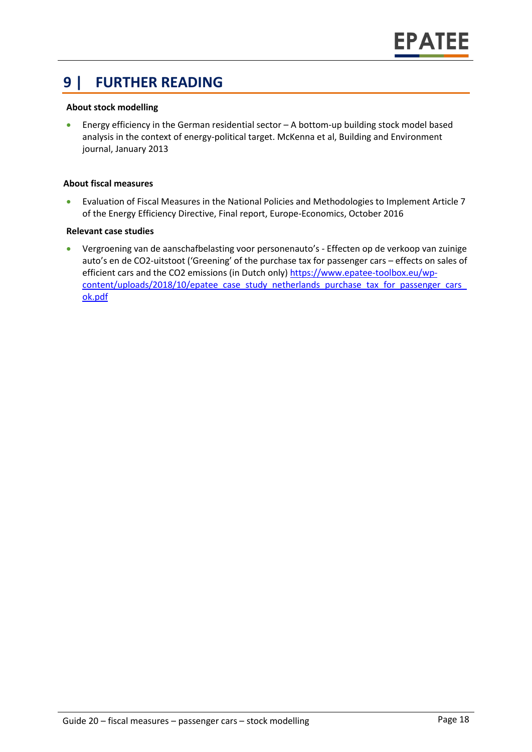# 9 | FURTHER READING

**About stock modelling**

- Energy efficiency in the German residential sector – A bottom-up building stock model based analysis in the context of energy-political target. McKenna et al, Building and Environment journal, January 2013

**About fiscal measures**

- Evaluation of Fiscal Measures in the National Policies and Methodologies to Implement Article 7 of the Energy Efficiency Directive, Final report, Europe-Economics, October 2016

**Relevant case studies**

- Vergroening van de aanschafbelasting voor personenauto's - Effecten op de verkoop van zuinige auto's en de CO2-uitstoot ('Greening' of the purchase tax for passenger cars – effects on sales of efficient cars and the CO2 emissions (in Dutch only) https://www.epatee-toolbox.eu/wp-content/uploads/2018/10/epatee_case_study_netherlands_purchase_tax_for_passenger_cars_ok.pdf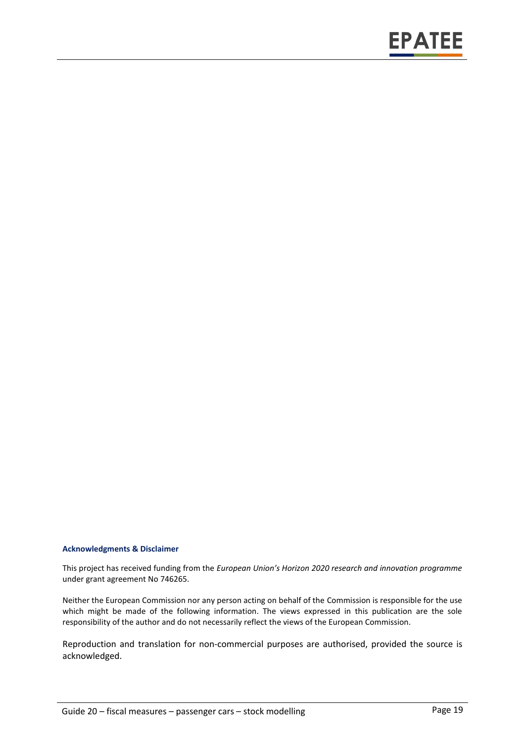#### Acknowledgments & Disclaimer

This project has received funding from the *European Union's Horizon 2020 research and innovation programme* under grant agreement No 746265.

Neither the European Commission nor any person acting on behalf of the Commission is responsible for the use which might be made of the following information. The views expressed in this publication are the sole responsibility of the author and do not necessarily reflect the views of the European Commission.

Reproduction and translation for non-commercial purposes are authorised, provided the source is acknowledged.